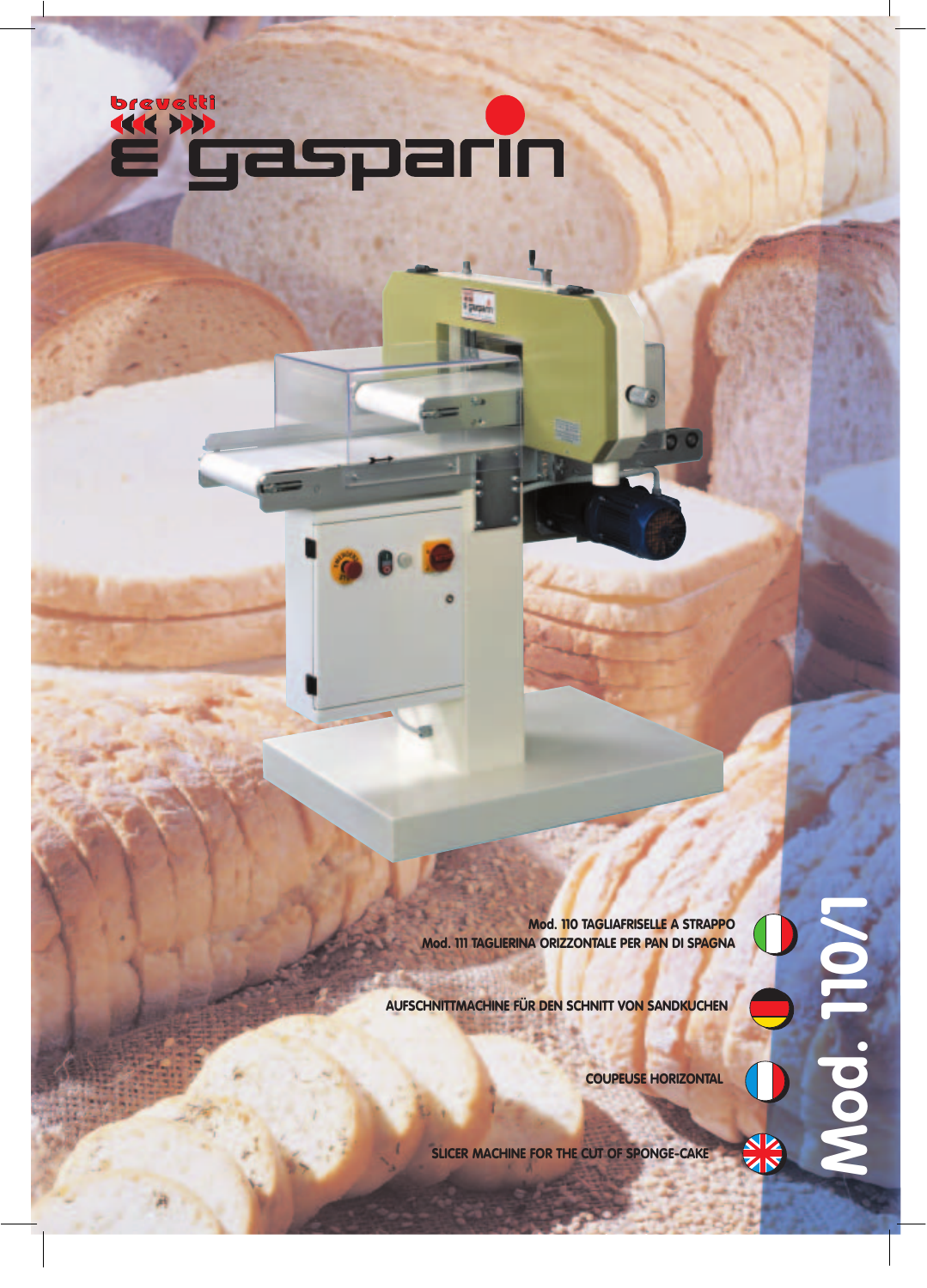brevetti

# gasparin

Mod. 110 TAGLIAFRISELLE A STRAPPO
Mod. 111 TAGLIERINA ORIZZONTALE PER PAN DI SPAGNA

AUFSCHNITTMACHINE FÜR DEN SCHNITT VON SANDKUCHEN

COUPEUSE HORIZONTAL

SLICER MACHINE FOR THE CUT OF SPONGE-CAKE

# Mod. 110/1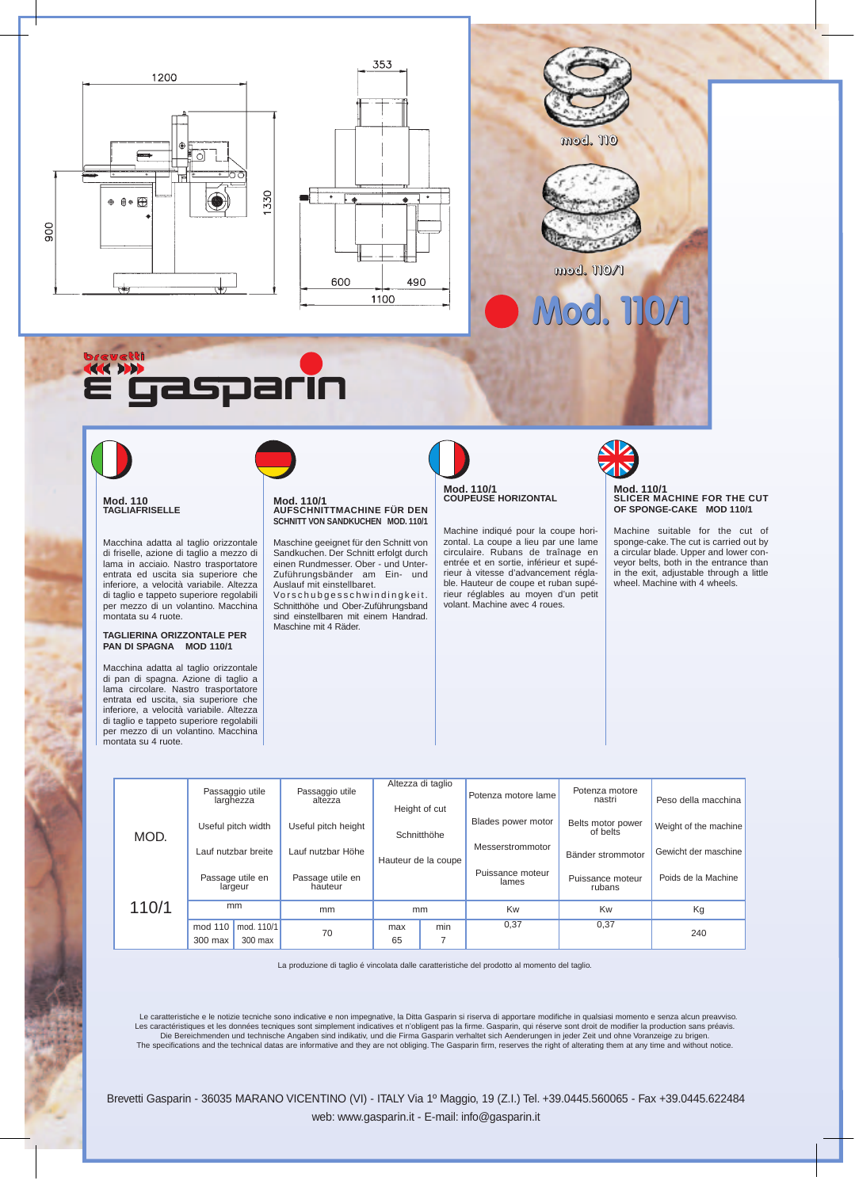1200

353

900

1330

600

490

1100

mod. 110

mod. 110/1

# Mod. 110/1

brevetti gasparin

**Mod. 110**
**TAGLIAFRISELLE**

Macchina adatta al taglio orizzontale di friselle, azione di taglio a mezzo di lama in acciaio. Nastro trasportatore entrata ed uscita sia superiore che inferiore, a velocità variabile. Altezza di taglio e tappeto superiore regolabili per mezzo di un volantino. Macchina montata su 4 ruote.

**TAGLIERINA ORIZZONTALE PER PAN DI SPAGNA MOD 110/1**

Macchina adatta al taglio orizzontale di pan di spagna. Azione di taglio a lama circolare. Nastro trasportatore entrata ed uscita, sia superiore che inferiore, a velocità variabile. Altezza di taglio e tappeto superiore regolabili per mezzo di un volantino. Macchina montata su 4 ruote.

**Mod. 110/1**
**AUFSCHNITTMACHINE FÜR DEN SCHNITT VON SANDKUCHEN MOD. 110/1**

Maschine geeignet für den Schnitt von Sandkuchen. Der Schnitt erfolgt durch einen Rundmesser. Ober - und Unter-Zuführungsbänder am Ein- und Auslauf mit einstellbarer Vorschubgesschwindingkeit. Schnitthöhe und Ober-Zuführungsband sind einstellbaren mit einem Handrad. Maschine mit 4 Räder.

**Mod. 110/1**
**COUPEUSE HORIZONTAL**

Machine indiqué pour la coupe horizontal. La coupe a lieu par une lame circulaire. Rubans de traînage en entrée et en sortie, inférieur et supérieur à vitesse d'advancement réglable. Hauteur de coupe et ruban supérieur réglables au moyen d'un petit volant. Machine avec 4 roues.

**Mod. 110/1**
**SLICER MACHINE FOR THE CUT OF SPONGE-CAKE MOD 110/1**

Machine suitable for the cut of sponge-cake. The cut is carried out by a circular blade. Upper and lower conveyor belts, both in the entrance than in the exit, adjustable through a little wheel. Machine with 4 wheels.

| MOD. | Passaggio utile larghezza / Useful pitch width / Lauf nutzbar breite / Passage utile en largeur | | Passaggio utile altezza / Useful pitch height / Lauf nutzbar Höhe / Passage utile en hauteur | Altezza di taglio / Height of cut / Schnitthöhe / Hauteur de la coupe | | Potenza motore lame / Blades power motor / Messerstrommotor / Puissance moteur lames | Potenza motore nastri / Belts motor power of belts / Bänder strommotor / Puissance moteur rubans | Peso della macchina / Weight of the machine / Gewicht der maschine / Poids de la Machine |
|---|---|---|---|---|---|---|---|---|
| 110/1 | mm | | mm | mm | | Kw | Kw | Kg |
| | mod 110 300 max | mod. 110/1 300 max | 70 | max 65 | min 7 | 0,37 | 0,37 | 240 |

La produzione di taglio é vincolata dalle caratteristiche del prodotto al momento del taglio.

Le caratteristiche e le notizie tecniche sono indicative e non impegnative, la Ditta Gasparin si riserva di apportare modifiche in qualsiasi momento e senza alcun preavviso.
Les caractéristiques et les données tecniques sont simplement indicatives et n'obligent pas la firme. Gasparin, qui réserve sont droit de modifier la production sans préavis.
Die Bereichmenden und technische Angaben sind indikativ, und die Firma Gasparin verhaltet sich Aenderungen in jeder Zeit und ohne Voranzeige zu brigen.
The specifications and the technical datas are informative and they are not obliging. The Gasparin firm, reserves the right of alterating them at any time and without notice.

Brevetti Gasparin - 36035 MARANO VICENTINO (VI) - ITALY Via 1º Maggio, 19 (Z.I.) Tel. +39.0445.560065 - Fax +39.0445.622484
web: www.gasparin.it - E-mail: info@gasparin.it